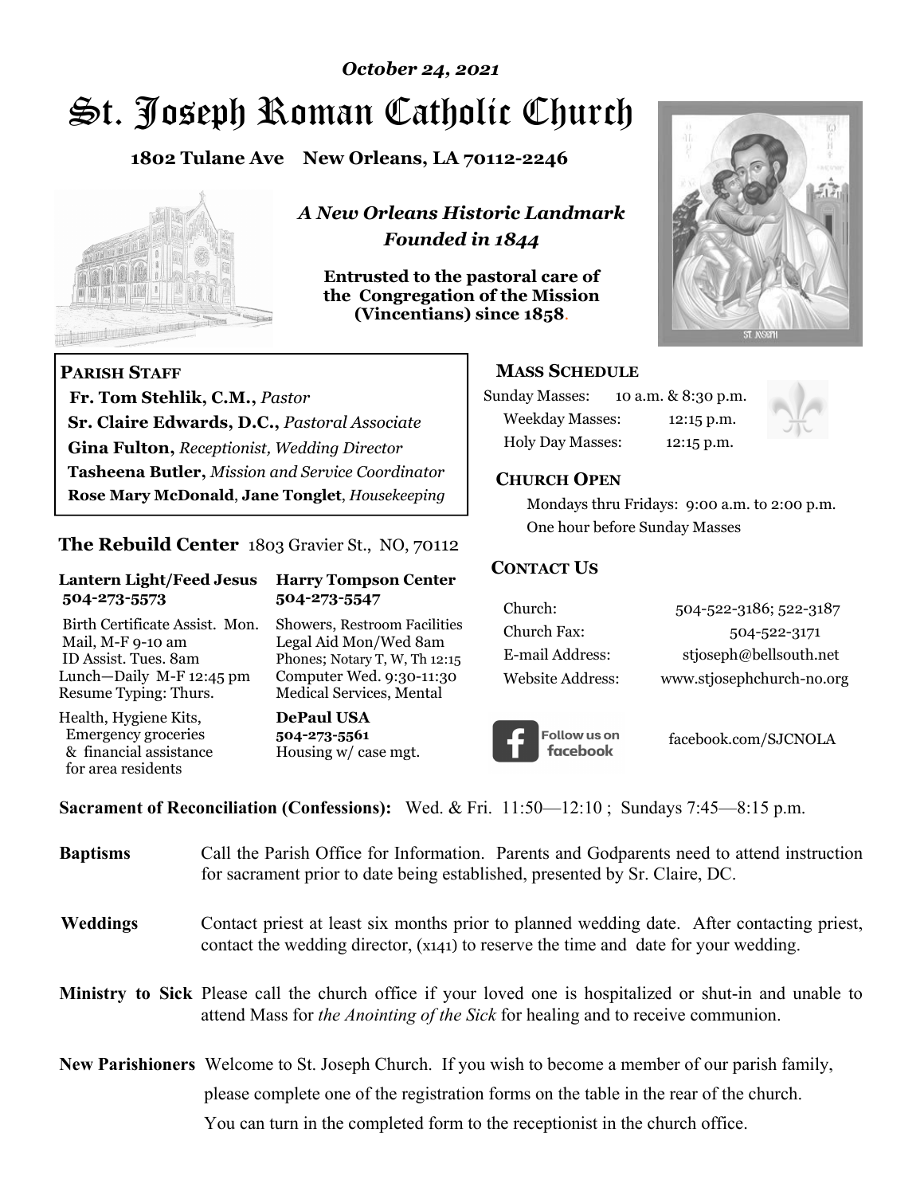*October 24, 2021*

# St. Joseph Roman Catholic Church

**1802 Tulane Ave New Orleans, LA 70112-2246**

*A New Orleans Historic Landmark*
*Founded in 1844*

**Entrusted to the pastoral care of the Congregation of the Mission (Vincentians) since 1858.**

## PARISH STAFF

**Fr. Tom Stehlik, C.M.,** *Pastor*
**Sr. Claire Edwards, D.C.,** *Pastoral Associate*
**Gina Fulton,** *Receptionist, Wedding Director*
**Tasheena Butler,** *Mission and Service Coordinator*
**Rose Mary McDonald**, **Jane Tonglet**, *Housekeeping*

## The Rebuild Center 1803 Gravier St., NO, 70112

**Lantern Light/Feed Jesus 504-273-5573**

Birth Certificate Assist. Mon.
Mail, M-F 9-10 am
ID Assist. Tues. 8am
Lunch—Daily M-F 12:45 pm
Resume Typing: Thurs.

Health, Hygiene Kits, Emergency groceries & financial assistance for area residents

**Harry Tompson Center 504-273-5547**

Showers, Restroom Facilities
Legal Aid Mon/Wed 8am
Phones; Notary T, W, Th 12:15
Computer Wed. 9:30-11:30
Medical Services, Mental

**DePaul USA 504-273-5561**
Housing w/ case mgt.

## MASS SCHEDULE

Sunday Masses: 10 a.m. & 8:30 p.m.
Weekday Masses: 12:15 p.m.
Holy Day Masses: 12:15 p.m.

## CHURCH OPEN

Mondays thru Fridays: 9:00 a.m. to 2:00 p.m.
One hour before Sunday Masses

## CONTACT US

| | |
|---|---|
| Church: | 504-522-3186; 522-3187 |
| Church Fax: | 504-522-3171 |
| E-mail Address: | stjoseph@bellsouth.net |
| Website Address: | www.stjosephchurch-no.org |

Follow us on facebook — facebook.com/SJCNOLA

**Sacrament of Reconciliation (Confessions):** Wed. & Fri. 11:50—12:10 ; Sundays 7:45—8:15 p.m.

**Baptisms** Call the Parish Office for Information. Parents and Godparents need to attend instruction for sacrament prior to date being established, presented by Sr. Claire, DC.

**Weddings** Contact priest at least six months prior to planned wedding date. After contacting priest, contact the wedding director, (x141) to reserve the time and date for your wedding.

**Ministry to Sick** Please call the church office if your loved one is hospitalized or shut-in and unable to attend Mass for *the Anointing of the Sick* for healing and to receive communion.

**New Parishioners** Welcome to St. Joseph Church. If you wish to become a member of our parish family, please complete one of the registration forms on the table in the rear of the church. You can turn in the completed form to the receptionist in the church office.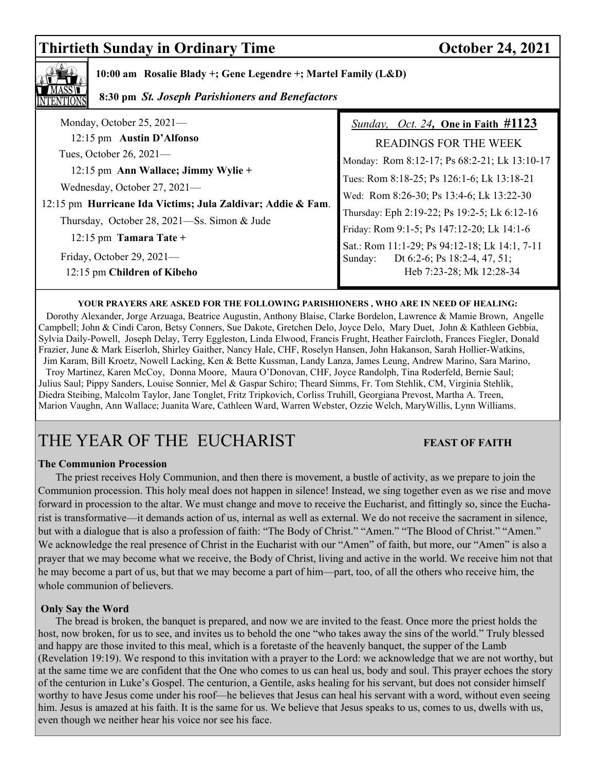## Thirtieth Sunday in Ordinary Time — October 24, 2021

**MASS INTENTIONS**

**10:00 am Rosalie Blady +; Gene Legendre +; Martel Family (L&D)**

**8:30 pm** ***St. Joseph Parishioners and Benefactors***

Monday, October 25, 2021—
12:15 pm **Austin D'Alfonso**

Tues, October 26, 2021—
12:15 pm **Ann Wallace; Jimmy Wylie +**

Wednesday, October 27, 2021—
12:15 pm **Hurricane Ida Victims; Jula Zaldivar; Addie & Fam**.

Thursday, October 28, 2021—Ss. Simon & Jude
12:15 pm **Tamara Tate +**

Friday, October 29, 2021—
12:15 pm **Children of Kibeho**

*Sunday, Oct. 24*, **One in Faith #1123**

READINGS FOR THE WEEK

Monday: Rom 8:12-17; Ps 68:2-21; Lk 13:10-17
Tues: Rom 8:18-25; Ps 126:1-6; Lk 13:18-21
Wed: Rom 8:26-30; Ps 13:4-6; Lk 13:22-30
Thursday: Eph 2:19-22; Ps 19:2-5; Lk 6:12-16
Friday: Rom 9:1-5; Ps 147:12-20; Lk 14:1-6
Sat.: Rom 11:1-29; Ps 94:12-18; Lk 14:1, 7-11
Sunday: Dt 6:2-6; Ps 18:2-4, 47, 51; Heb 7:23-28; Mk 12:28-34

**YOUR PRAYERS ARE ASKED FOR THE FOLLOWING PARISHIONERS , WHO ARE IN NEED OF HEALING:**

Dorothy Alexander, Jorge Arzuaga, Beatrice Augustin, Anthony Blaise, Clarke Bordelon, Lawrence & Mamie Brown, Angelle Campbell; John & Cindi Caron, Betsy Conners, Sue Dakote, Gretchen Delo, Joyce Delo, Mary Duet, John & Kathleen Gebbia, Sylvia Daily-Powell, Joseph Delay, Terry Eggleston, Linda Elwood, Francis Frught, Heather Faircloth, Frances Fiegler, Donald Frazier, June & Mark Eiserloh, Shirley Gaither, Nancy Hale, CHF, Roselyn Hansen, John Hakanson, Sarah Hollier-Watkins, Jim Karam, Bill Kroetz, Nowell Lacking, Ken & Bette Kussman, Landy Lanza, James Leung, Andrew Marino, Sara Marino, Troy Martinez, Karen McCoy, Donna Moore, Maura O'Donovan, CHF, Joyce Randolph, Tina Roderfeld, Bernie Saul; Julius Saul; Pippy Sanders, Louise Sonnier, Mel & Gaspar Schiro; Theard Simms, Fr. Tom Stehlik, CM, Virginia Stehlik, Diedra Steibing, Malcolm Taylor, Jane Tonglet, Fritz Tripkovich, Corliss Truhill, Georgiana Prevost, Martha A. Treen, Marion Vaughn, Ann Wallace; Juanita Ware, Cathleen Ward, Warren Webster, Ozzie Welch, MaryWillis, Lynn Williams.

# THE YEAR OF THE EUCHARIST

**FEAST OF FAITH**

### The Communion Procession

The priest receives Holy Communion, and then there is movement, a bustle of activity, as we prepare to join the Communion procession. This holy meal does not happen in silence! Instead, we sing together even as we rise and move forward in procession to the altar. We must change and move to receive the Eucharist, and fittingly so, since the Eucharist is transformative—it demands action of us, internal as well as external. We do not receive the sacrament in silence, but with a dialogue that is also a profession of faith: "The Body of Christ." "Amen." "The Blood of Christ." "Amen." We acknowledge the real presence of Christ in the Eucharist with our "Amen" of faith, but more, our "Amen" is also a prayer that we may become what we receive, the Body of Christ, living and active in the world. We receive him not that he may become a part of us, but that we may become a part of him—part, too, of all the others who receive him, the whole communion of believers.

### Only Say the Word

The bread is broken, the banquet is prepared, and now we are invited to the feast. Once more the priest holds the host, now broken, for us to see, and invites us to behold the one "who takes away the sins of the world." Truly blessed and happy are those invited to this meal, which is a foretaste of the heavenly banquet, the supper of the Lamb (Revelation 19:19). We respond to this invitation with a prayer to the Lord: we acknowledge that we are not worthy, but at the same time we are confident that the One who comes to us can heal us, body and soul. This prayer echoes the story of the centurion in Luke's Gospel. The centurion, a Gentile, asks healing for his servant, but does not consider himself worthy to have Jesus come under his roof—he believes that Jesus can heal his servant with a word, without even seeing him. Jesus is amazed at his faith. It is the same for us. We believe that Jesus speaks to us, comes to us, dwells with us, even though we neither hear his voice nor see his face.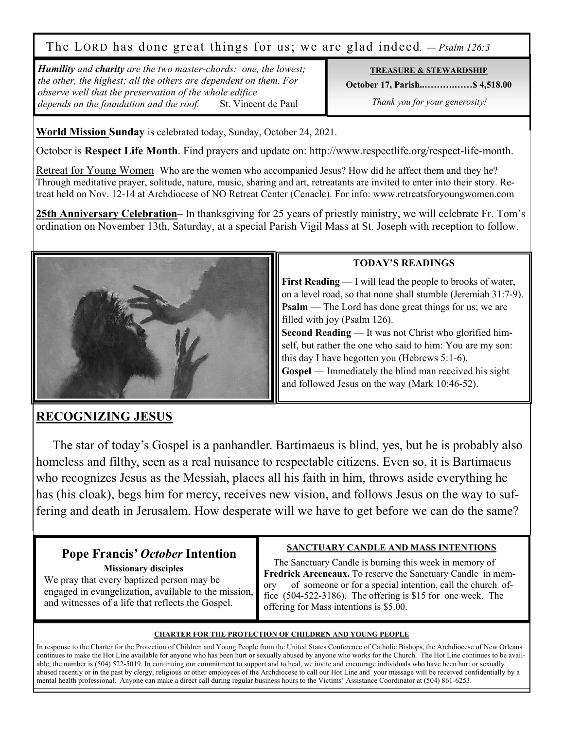The LORD has done great things for us; we are glad indeed. *— Psalm 126:3*

***Humility** and **charity** are the two master-chords: one, the lowest; the other, the highest; all the others are dependent on them. For observe well that the preservation of the whole edifice depends on the foundation and the roof.* St. Vincent de Paul

**TREASURE & STEWARDSHIP**

**October 17, Parish...…………..……$ 4,518.00**

*Thank you for your generosity!*

**World Mission Sunday** is celebrated today, Sunday, October 24, 2021.

October is **Respect Life Month**. Find prayers and update on: http://www.respectlife.org/respect-life-month.

Retreat for Young Women Who are the women who accompanied Jesus? How did he affect them and they he? Through meditative prayer, solitude, nature, music, sharing and art, retreatants are invited to enter into their story. Retreat held on Nov. 12-14 at Archdiocese of NO Retreat Center (Cenacle). For info: www.retreatsforyoungwomen.com

**25th Anniversary Celebration**– In thanksgiving for 25 years of priestly ministry, we will celebrate Fr. Tom's ordination on November 13th, Saturday, at a special Parish Vigil Mass at St. Joseph with reception to follow.

**TODAY'S READINGS**

**First Reading** — I will lead the people to brooks of water, on a level road, so that none shall stumble (Jeremiah 31:7-9).
**Psalm** — The Lord has done great things for us; we are filled with joy (Psalm 126).
**Second Reading** — It was not Christ who glorified himself, but rather the one who said to him: You are my son: this day I have begotten you (Hebrews 5:1-6).
**Gospel** — Immediately the blind man received his sight and followed Jesus on the way (Mark 10:46-52).

## RECOGNIZING JESUS

The star of today's Gospel is a panhandler. Bartimaeus is blind, yes, but he is probably also homeless and filthy, seen as a real nuisance to respectable citizens. Even so, it is Bartimaeus who recognizes Jesus as the Messiah, places all his faith in him, throws aside everything he has (his cloak), begs him for mercy, receives new vision, and follows Jesus on the way to suffering and death in Jerusalem. How desperate will we have to get before we can do the same?

### Pope Francis' *October* Intention

**Missionary disciples**

We pray that every baptized person may be engaged in evangelization, available to the mission, and witnesses of a life that reflects the Gospel.

**SANCTUARY CANDLE AND MASS INTENTIONS**

The Sanctuary Candle is burning this week in memory of **Fredrick Arceneaux.** To reserve the Sanctuary Candle in memory of someone or for a special intention, call the church office (504-522-3186). The offering is $15 for one week. The offering for Mass intentions is $5.00.

**CHARTER FOR THE PROTECTION OF CHILDREN AND YOUNG PEOPLE**

In response to the Charter for the Protection of Children and Young People from the United States Conference of Catholic Bishops, the Archdiocese of New Orleans continues to make the Hot Line available for anyone who has been hurt or sexually abused by anyone who works for the Church. The Hot Line continues to be available; the number is (504) 522-5019. In continuing our commitment to support and to heal, we invite and encourage individuals who have been hurt or sexually abused recently or in the past by clergy, religious or other employees of the Archdiocese to call our Hot Line and your message will be received confidentially by a mental health professional. Anyone can make a direct call during regular business hours to the Victims' Assistance Coordinator at (504) 861-6253.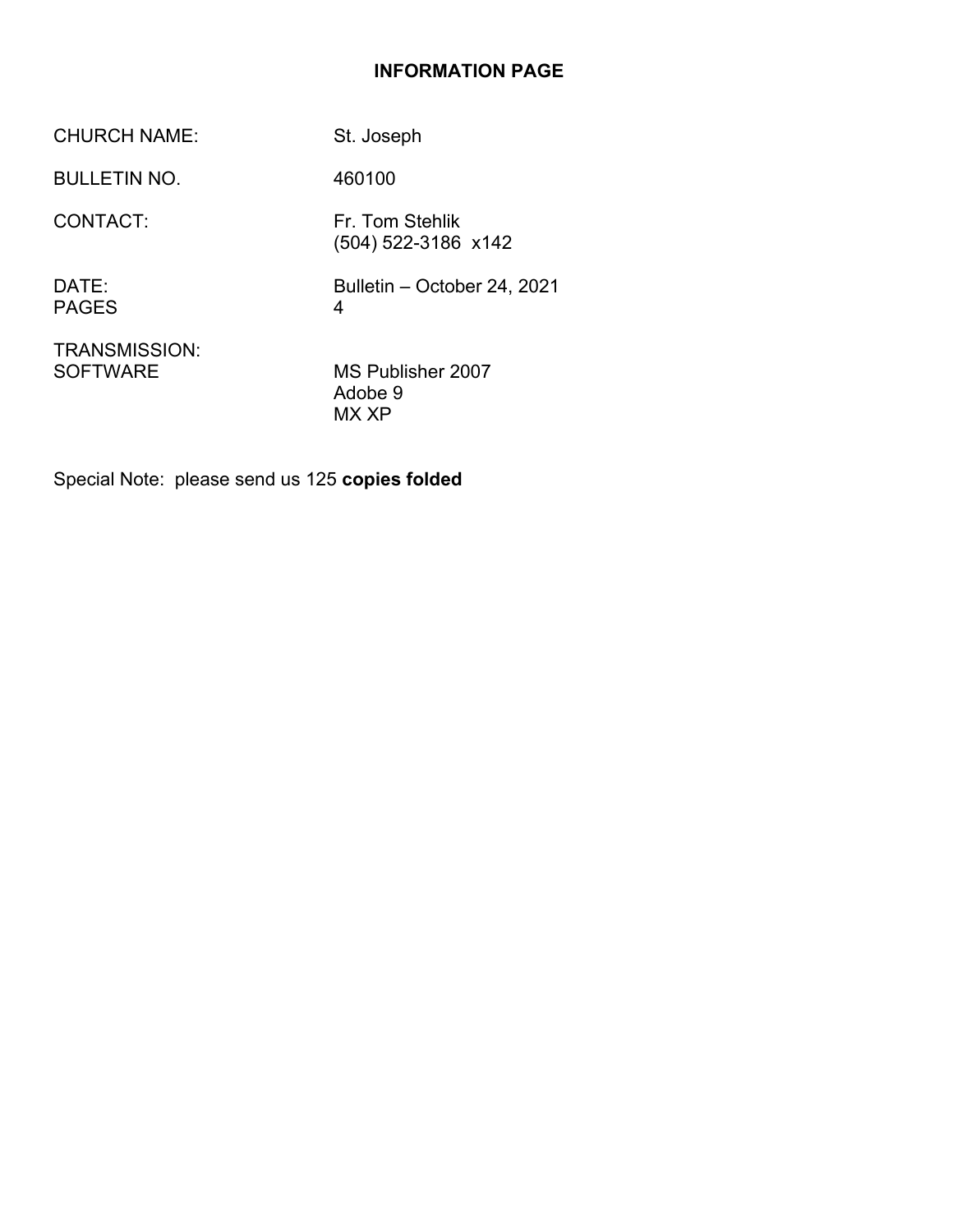# INFORMATION PAGE

| | |
|---|---|
| CHURCH NAME: | St. Joseph |
| BULLETIN NO. | 460100 |
| CONTACT: | Fr. Tom Stehlik<br>(504) 522-3186 x142 |
| DATE: | Bulletin – October 24, 2021 |
| PAGES | 4 |
| TRANSMISSION:<br>SOFTWARE | MS Publisher 2007<br>Adobe 9<br>MX XP |

Special Note: please send us 125 **copies folded**